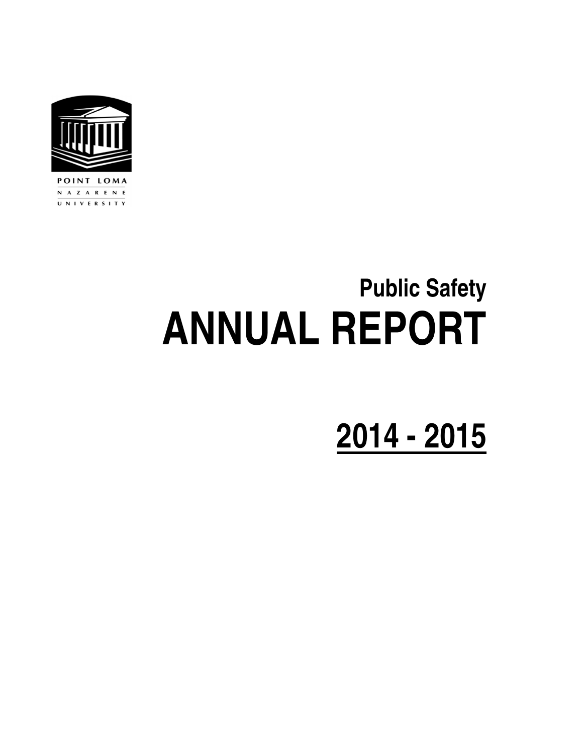POINT LOMA
NAZARENE
UNIVERSITY

## Public Safety

# ANNUAL REPORT

# 2014 - 2015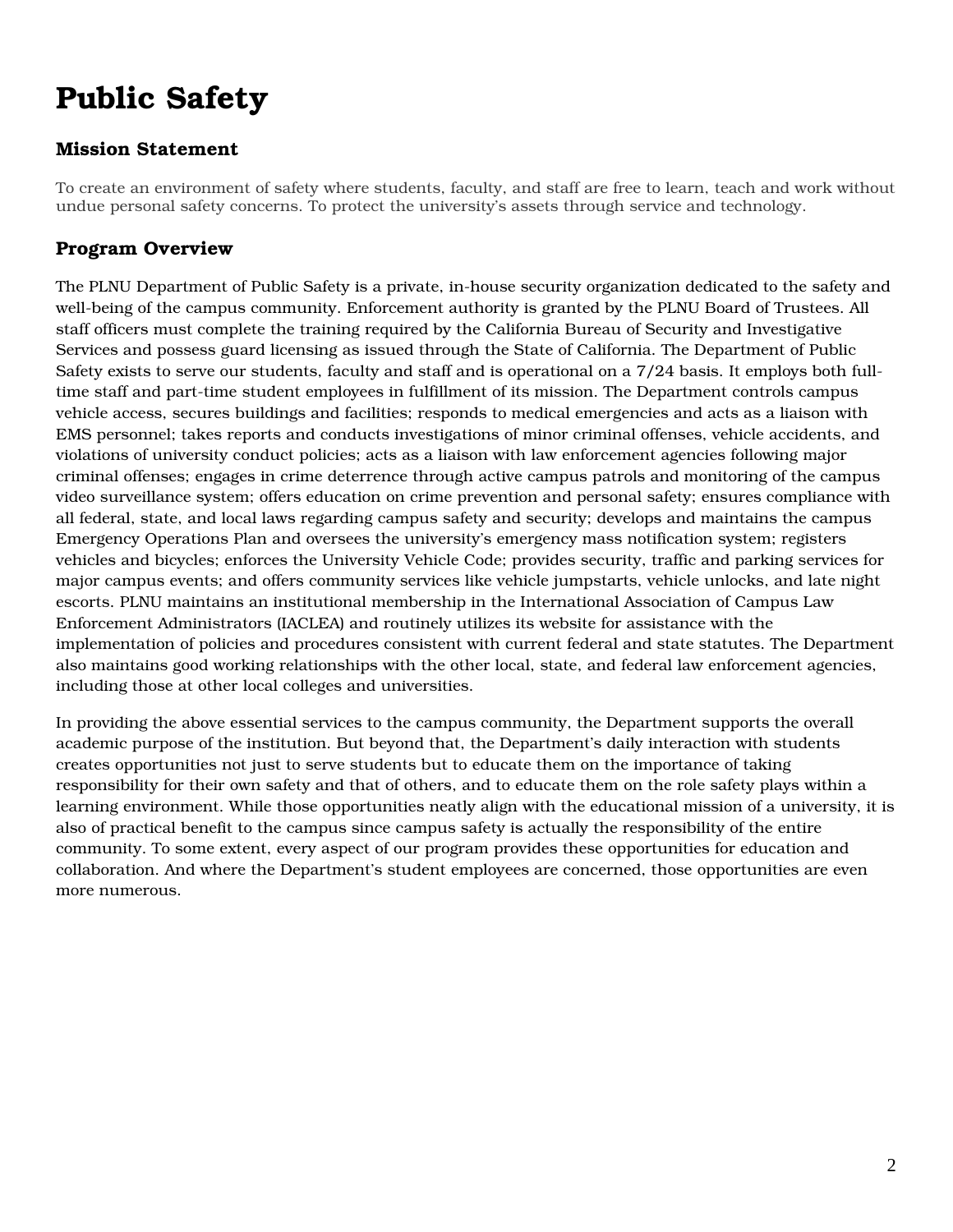# Public Safety

## Mission Statement

To create an environment of safety where students, faculty, and staff are free to learn, teach and work without undue personal safety concerns. To protect the university's assets through service and technology.

## Program Overview

The PLNU Department of Public Safety is a private, in-house security organization dedicated to the safety and well-being of the campus community. Enforcement authority is granted by the PLNU Board of Trustees. All staff officers must complete the training required by the California Bureau of Security and Investigative Services and possess guard licensing as issued through the State of California. The Department of Public Safety exists to serve our students, faculty and staff and is operational on a 7/24 basis. It employs both full-time staff and part-time student employees in fulfillment of its mission. The Department controls campus vehicle access, secures buildings and facilities; responds to medical emergencies and acts as a liaison with EMS personnel; takes reports and conducts investigations of minor criminal offenses, vehicle accidents, and violations of university conduct policies; acts as a liaison with law enforcement agencies following major criminal offenses; engages in crime deterrence through active campus patrols and monitoring of the campus video surveillance system; offers education on crime prevention and personal safety; ensures compliance with all federal, state, and local laws regarding campus safety and security; develops and maintains the campus Emergency Operations Plan and oversees the university's emergency mass notification system; registers vehicles and bicycles; enforces the University Vehicle Code; provides security, traffic and parking services for major campus events; and offers community services like vehicle jumpstarts, vehicle unlocks, and late night escorts. PLNU maintains an institutional membership in the International Association of Campus Law Enforcement Administrators (IACLEA) and routinely utilizes its website for assistance with the implementation of policies and procedures consistent with current federal and state statutes. The Department also maintains good working relationships with the other local, state, and federal law enforcement agencies, including those at other local colleges and universities.

In providing the above essential services to the campus community, the Department supports the overall academic purpose of the institution. But beyond that, the Department's daily interaction with students creates opportunities not just to serve students but to educate them on the importance of taking responsibility for their own safety and that of others, and to educate them on the role safety plays within a learning environment. While those opportunities neatly align with the educational mission of a university, it is also of practical benefit to the campus since campus safety is actually the responsibility of the entire community. To some extent, every aspect of our program provides these opportunities for education and collaboration. And where the Department's student employees are concerned, those opportunities are even more numerous.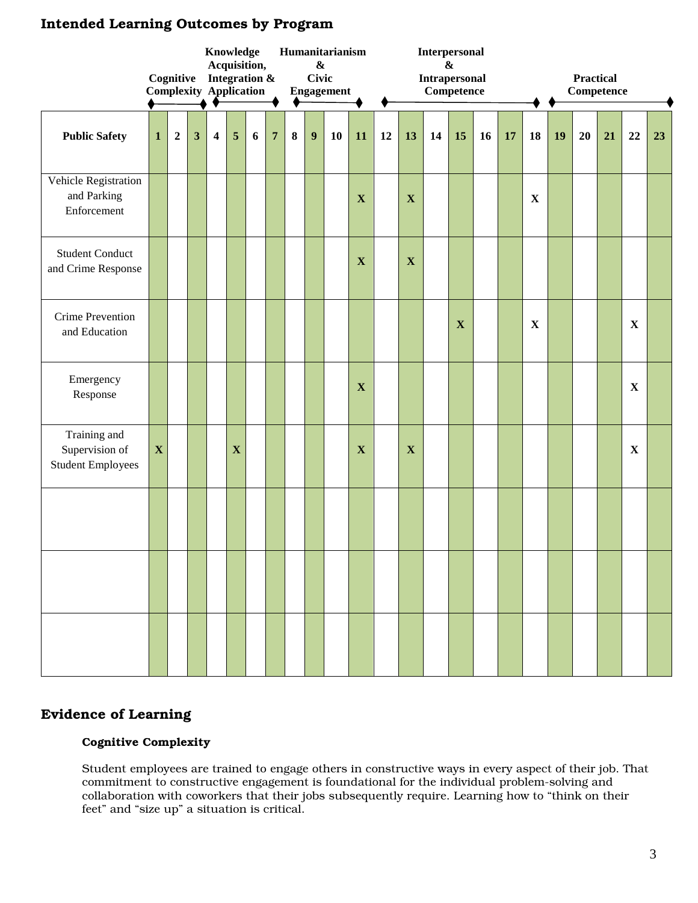## Intended Learning Outcomes by Program

| | Cognitive Complexity | | | Knowledge Acquisition, Integration & Application | | | | Humanitarianism & Civic Engagement | | | | Interpersonal & Intrapersonal Competence | | | | | | | Practical Competence | | | | |
|---|---|---|---|---|---|---|---|---|---|---|---|---|---|---|---|---|---|---|---|---|---|---|---|
| **Public Safety** | **1** | **2** | **3** | **4** | **5** | **6** | **7** | **8** | **9** | **10** | **11** | **12** | **13** | **14** | **15** | **16** | **17** | **18** | **19** | **20** | **21** | **22** | **23** |
| Vehicle Registration and Parking Enforcement | | | | | | | | | | | **X** | | **X** | | | | | **X** | | | | | |
| Student Conduct and Crime Response | | | | | | | | | | | **X** | | **X** | | | | | | | | | | |
| Crime Prevention and Education | | | | | | | | | | | | | | | **X** | | | **X** | | | | **X** | |
| Emergency Response | | | | | | | | | | | **X** | | | | | | | | | | | **X** | |
| Training and Supervision of Student Employees | **X** | | | | **X** | | | | | | **X** | | **X** | | | | | | | | | **X** | |
| | | | | | | | | | | | | | | | | | | | | | | | |
| | | | | | | | | | | | | | | | | | | | | | | | |
| | | | | | | | | | | | | | | | | | | | | | | | |

## Evidence of Learning

### Cognitive Complexity

Student employees are trained to engage others in constructive ways in every aspect of their job. That commitment to constructive engagement is foundational for the individual problem-solving and collaboration with coworkers that their jobs subsequently require. Learning how to "think on their feet" and "size up" a situation is critical.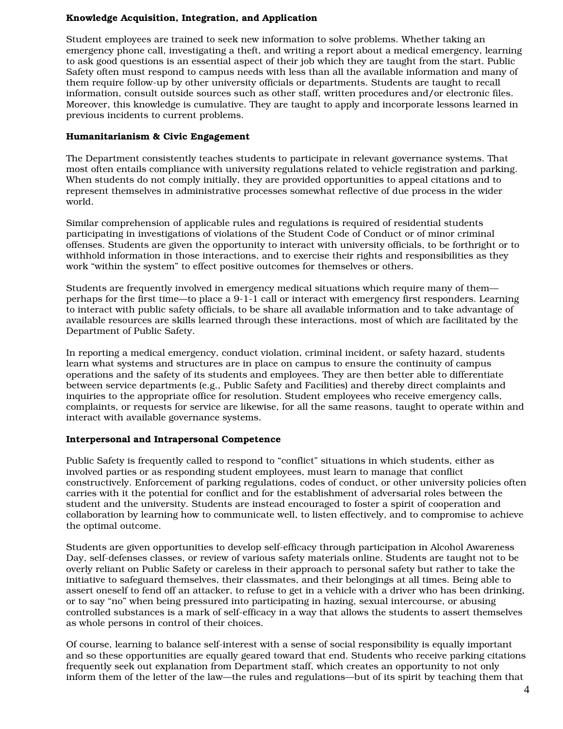**Knowledge Acquisition, Integration, and Application**

Student employees are trained to seek new information to solve problems. Whether taking an emergency phone call, investigating a theft, and writing a report about a medical emergency, learning to ask good questions is an essential aspect of their job which they are taught from the start. Public Safety often must respond to campus needs with less than all the available information and many of them require follow-up by other university officials or departments. Students are taught to recall information, consult outside sources such as other staff, written procedures and/or electronic files. Moreover, this knowledge is cumulative. They are taught to apply and incorporate lessons learned in previous incidents to current problems.

**Humanitarianism & Civic Engagement**

The Department consistently teaches students to participate in relevant governance systems. That most often entails compliance with university regulations related to vehicle registration and parking. When students do not comply initially, they are provided opportunities to appeal citations and to represent themselves in administrative processes somewhat reflective of due process in the wider world.

Similar comprehension of applicable rules and regulations is required of residential students participating in investigations of violations of the Student Code of Conduct or of minor criminal offenses. Students are given the opportunity to interact with university officials, to be forthright or to withhold information in those interactions, and to exercise their rights and responsibilities as they work "within the system" to effect positive outcomes for themselves or others.

Students are frequently involved in emergency medical situations which require many of them—perhaps for the first time—to place a 9-1-1 call or interact with emergency first responders. Learning to interact with public safety officials, to be share all available information and to take advantage of available resources are skills learned through these interactions, most of which are facilitated by the Department of Public Safety.

In reporting a medical emergency, conduct violation, criminal incident, or safety hazard, students learn what systems and structures are in place on campus to ensure the continuity of campus operations and the safety of its students and employees. They are then better able to differentiate between service departments (e.g., Public Safety and Facilities) and thereby direct complaints and inquiries to the appropriate office for resolution. Student employees who receive emergency calls, complaints, or requests for service are likewise, for all the same reasons, taught to operate within and interact with available governance systems.

**Interpersonal and Intrapersonal Competence**

Public Safety is frequently called to respond to "conflict" situations in which students, either as involved parties or as responding student employees, must learn to manage that conflict constructively. Enforcement of parking regulations, codes of conduct, or other university policies often carries with it the potential for conflict and for the establishment of adversarial roles between the student and the university. Students are instead encouraged to foster a spirit of cooperation and collaboration by learning how to communicate well, to listen effectively, and to compromise to achieve the optimal outcome.

Students are given opportunities to develop self-efficacy through participation in Alcohol Awareness Day, self-defenses classes, or review of various safety materials online. Students are taught not to be overly reliant on Public Safety or careless in their approach to personal safety but rather to take the initiative to safeguard themselves, their classmates, and their belongings at all times. Being able to assert oneself to fend off an attacker, to refuse to get in a vehicle with a driver who has been drinking, or to say "no" when being pressured into participating in hazing, sexual intercourse, or abusing controlled substances is a mark of self-efficacy in a way that allows the students to assert themselves as whole persons in control of their choices.

Of course, learning to balance self-interest with a sense of social responsibility is equally important and so these opportunities are equally geared toward that end. Students who receive parking citations frequently seek out explanation from Department staff, which creates an opportunity to not only inform them of the letter of the law—the rules and regulations—but of its spirit by teaching them that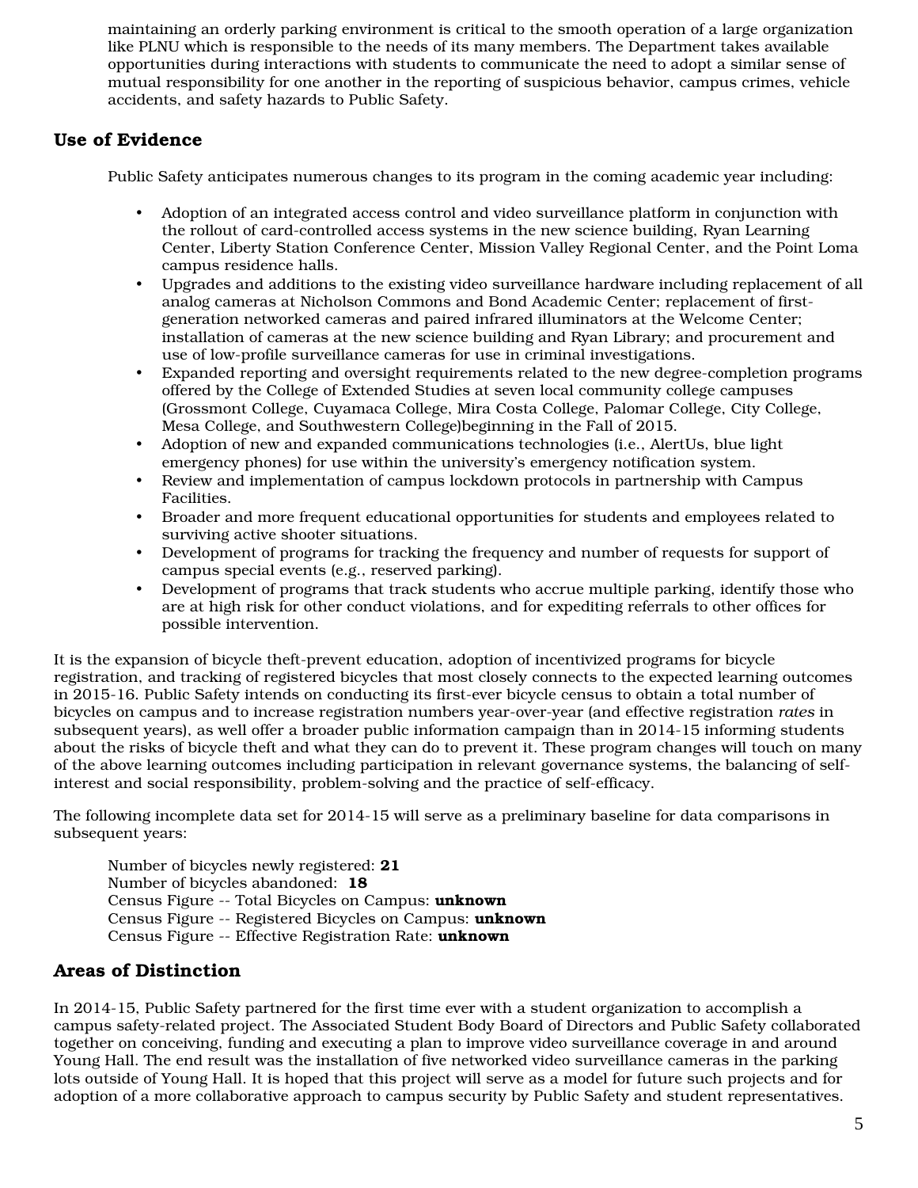maintaining an orderly parking environment is critical to the smooth operation of a large organization like PLNU which is responsible to the needs of its many members. The Department takes available opportunities during interactions with students to communicate the need to adopt a similar sense of mutual responsibility for one another in the reporting of suspicious behavior, campus crimes, vehicle accidents, and safety hazards to Public Safety.

## Use of Evidence

Public Safety anticipates numerous changes to its program in the coming academic year including:

- Adoption of an integrated access control and video surveillance platform in conjunction with the rollout of card-controlled access systems in the new science building, Ryan Learning Center, Liberty Station Conference Center, Mission Valley Regional Center, and the Point Loma campus residence halls.
- Upgrades and additions to the existing video surveillance hardware including replacement of all analog cameras at Nicholson Commons and Bond Academic Center; replacement of first-generation networked cameras and paired infrared illuminators at the Welcome Center; installation of cameras at the new science building and Ryan Library; and procurement and use of low-profile surveillance cameras for use in criminal investigations.
- Expanded reporting and oversight requirements related to the new degree-completion programs offered by the College of Extended Studies at seven local community college campuses (Grossmont College, Cuyamaca College, Mira Costa College, Palomar College, City College, Mesa College, and Southwestern College)beginning in the Fall of 2015.
- Adoption of new and expanded communications technologies (i.e., AlertUs, blue light emergency phones) for use within the university's emergency notification system.
- Review and implementation of campus lockdown protocols in partnership with Campus Facilities.
- Broader and more frequent educational opportunities for students and employees related to surviving active shooter situations.
- Development of programs for tracking the frequency and number of requests for support of campus special events (e.g., reserved parking).
- Development of programs that track students who accrue multiple parking, identify those who are at high risk for other conduct violations, and for expediting referrals to other offices for possible intervention.

It is the expansion of bicycle theft-prevent education, adoption of incentivized programs for bicycle registration, and tracking of registered bicycles that most closely connects to the expected learning outcomes in 2015-16. Public Safety intends on conducting its first-ever bicycle census to obtain a total number of bicycles on campus and to increase registration numbers year-over-year (and effective registration *rates* in subsequent years), as well offer a broader public information campaign than in 2014-15 informing students about the risks of bicycle theft and what they can do to prevent it. These program changes will touch on many of the above learning outcomes including participation in relevant governance systems, the balancing of self-interest and social responsibility, problem-solving and the practice of self-efficacy.

The following incomplete data set for 2014-15 will serve as a preliminary baseline for data comparisons in subsequent years:

Number of bicycles newly registered: **21**
Number of bicycles abandoned: **18**
Census Figure -- Total Bicycles on Campus: **unknown**
Census Figure -- Registered Bicycles on Campus: **unknown**
Census Figure -- Effective Registration Rate: **unknown**

## Areas of Distinction

In 2014-15, Public Safety partnered for the first time ever with a student organization to accomplish a campus safety-related project. The Associated Student Body Board of Directors and Public Safety collaborated together on conceiving, funding and executing a plan to improve video surveillance coverage in and around Young Hall. The end result was the installation of five networked video surveillance cameras in the parking lots outside of Young Hall. It is hoped that this project will serve as a model for future such projects and for adoption of a more collaborative approach to campus security by Public Safety and student representatives.